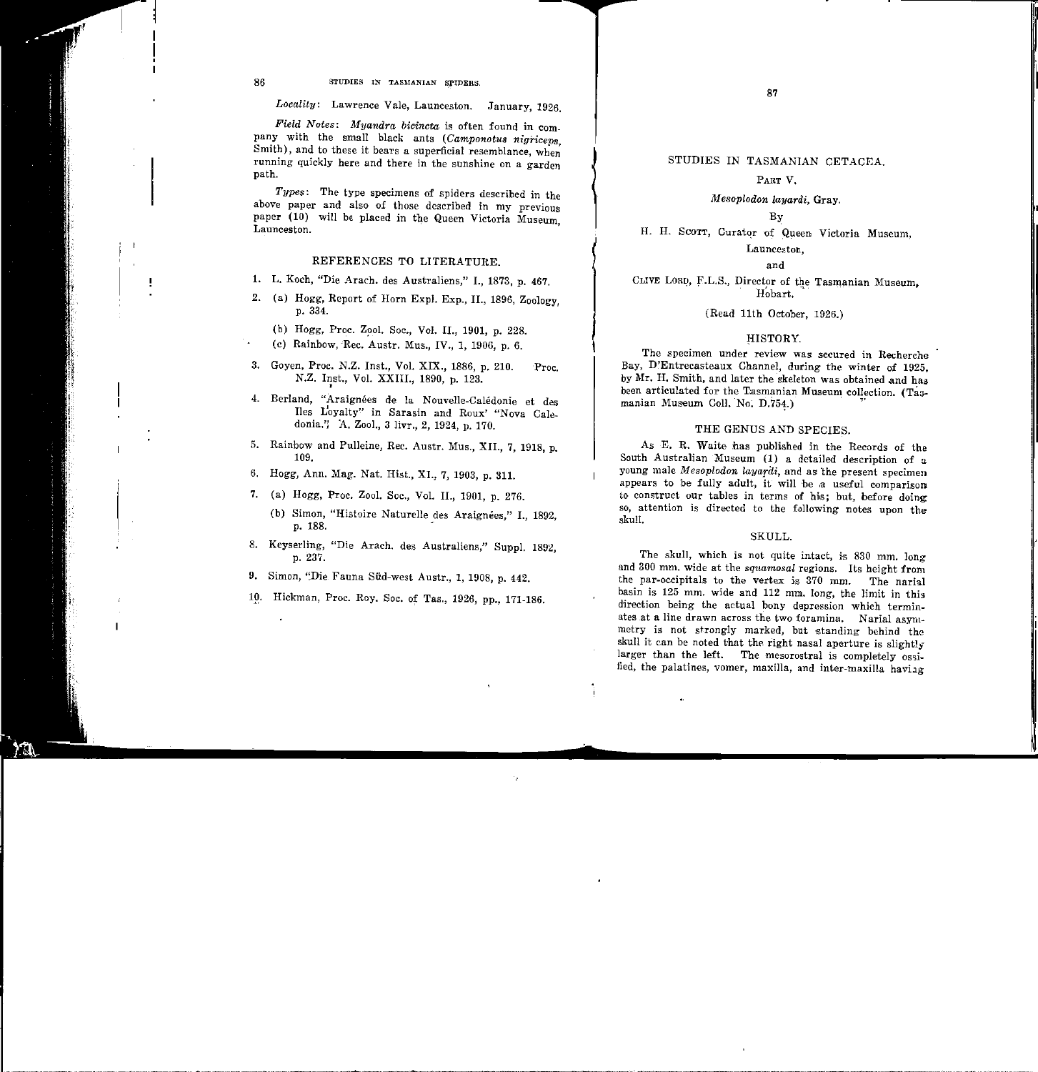*Locality*: Lawrence Vale, Launceston. January, 1926.

*Field Notes*: *Myandra bicincta* is often found in company with the small black ants (*Camponotus nigriceps*, Smith), and to these it bears a superficial resemblance, when running quickly here and there in the sunshine on a garden path.

*Types*: The type specimens of spiders described in the above paper and also of those described in my previous paper (10) will be placed in the Queen Victoria Museum, Launceston.

## REFERENCES TO LITERATURE.

1. L. Koch, "Die Arach. des Australiens," I., 1873, p. 467.
2. (a) Hogg, Report of Horn Expl. Exp., II., 1896, Zoology, p. 334.
   (b) Hogg, Proc. Zool. Soc., Vol. II., 1901, p. 228.
   (c) Rainbow, Rec. Austr. Mus., IV., 1, 1906, p. 6.
3. Goyen, Proc. N.Z. Inst., Vol. XIX., 1886, p. 210. Proc. N.Z. Inst., Vol. XXIII., 1890, p. 123.
4. Berland, "Araignées de la Nouvelle-Calédonie et des Iles Loyalty" in Sarasin and Roux' "Nova Caledonia." A. Zool., 3 livr., 2, 1924, p. 170.
5. Rainbow and Pulleine, Rec. Austr. Mus., XII., 7, 1918, p. 109.
6. Hogg, Ann. Mag. Nat. Hist., XI., 7, 1903, p. 311.
7. (a) Hogg, Proc. Zool. Soc., Vol. II., 1901, p. 276.
   (b) Simon, "Histoire Naturelle des Araignées," I., 1892, p. 188.
8. Keyserling, "Die Arach. des Australiens," Suppl. 1892, p. 237.
9. Simon, "Die Fauna Süd-west Austr., 1, 1908, p. 442.
10. Hickman, Proc. Roy. Soc. of Tas., 1926, pp., 171-186.

# STUDIES IN TASMANIAN CETACEA.

## PART V.

### *Mesoplodon layardi*, Gray.

By

H. H. SCOTT, Curator of Queen Victoria Museum, Launceston,

and

CLIVE LORD, F.L.S., Director of the Tasmanian Museum, Hobart.

(Read 11th October, 1926.)

## HISTORY.

The specimen under review was secured in Recherche Bay, D'Entrecasteaux Channel, during the winter of 1925, by Mr. H. Smith, and later the skeleton was obtained and has been articulated for the Tasmanian Museum collection. (Tasmanian Museum Coll. No. D.754.)

## THE GENUS AND SPECIES.

As E. R. Waite has published in the Records of the South Australian Museum (1) a detailed description of a young male *Mesoplodon layardi*, and as the present specimen appears to be fully adult, it will be a useful comparison to construct our tables in terms of his; but, before doing so, attention is directed to the following notes upon the skull.

## SKULL.

The skull, which is not quite intact, is 830 mm. long and 300 mm. wide at the *squamosal* regions. Its height from the par-occipitals to the vertex is 370 mm. The narial basin is 125 mm. wide and 112 mm. long, the limit in this direction being the actual bony depression which terminates at a line drawn across the two foramina. Narial asymmetry is not strongly marked, but standing behind the skull it can be noted that the right nasal aperture is slightly larger than the left. The mesorostral is completely ossified, the palatines, vomer, maxilla, and inter-maxilla having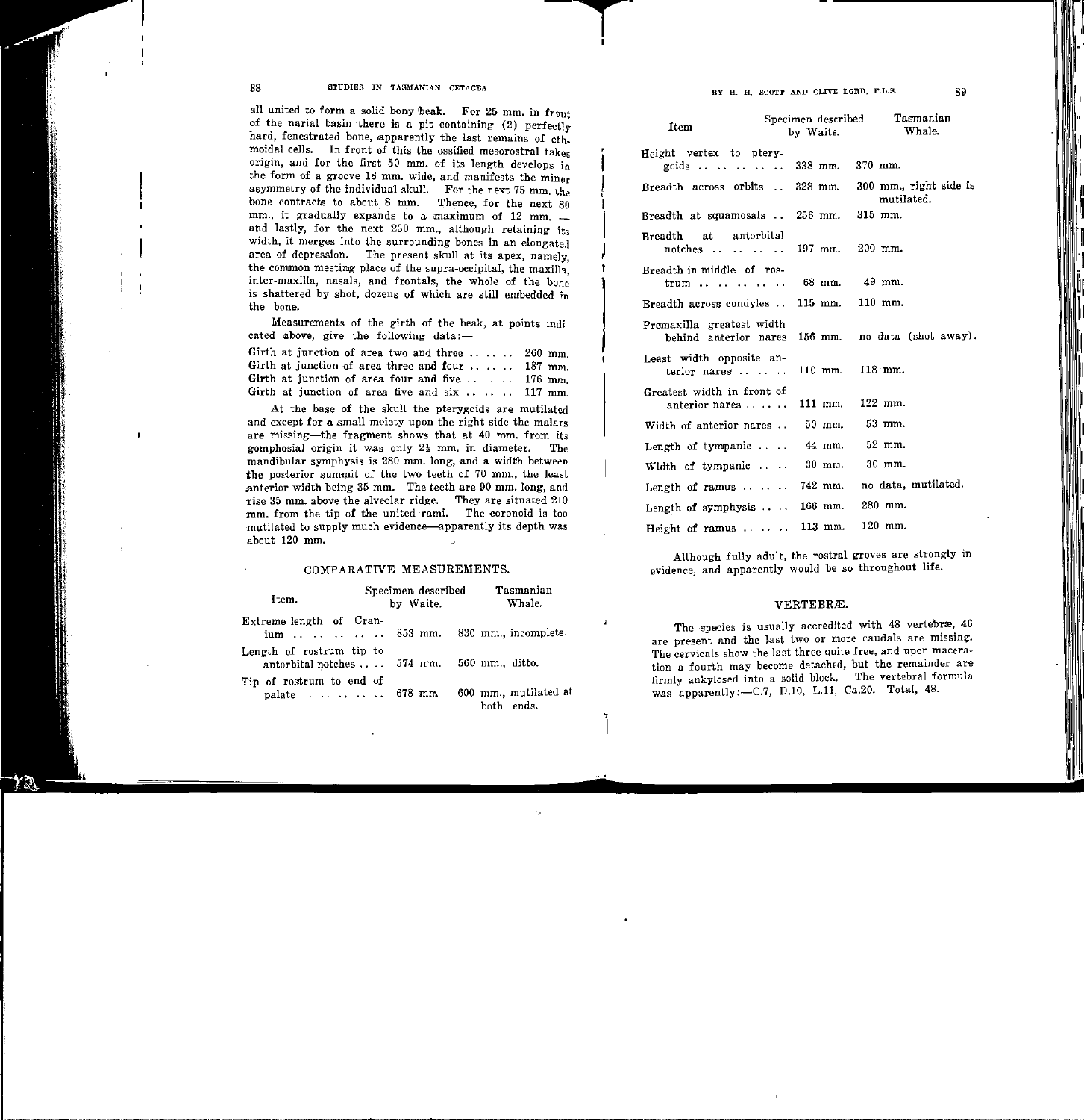all united to form a solid bony beak. For 25 mm. in front of the narial basin there is a pit containing (2) perfectly hard, fenestrated bone, apparently the last remains of ethmoidal cells. In front of this the ossified mesorostral takes origin, and for the first 50 mm. of its length develops in the form of a groove 18 mm. wide, and manifests the minor asymmetry of the individual skull. For the next 75 mm. the bone contracts to about 8 mm. Thence, for the next 80 mm., it gradually expands to a maximum of 12 mm. — and lastly, for the next 230 mm., although retaining its width, it merges into the surrounding bones in an elongated area of depression. The present skull at its apex, namely, the common meeting place of the supra-occipital, the maxilla, inter-maxilla, nasals, and frontals, the whole of the bone is shattered by shot, dozens of which are still embedded in the bone.

Measurements of the girth of the beak, at points indicated above, give the following data:—

Girth at junction of area two and three . . . . . . 260 mm.
Girth at junction of area three and four . . . . . . 187 mm.
Girth at junction of area four and five . . . . . . 176 mm.
Girth at junction of area five and six . . . . . . 117 mm.

At the base of the skull the pterygoids are mutilated and except for a small moiety upon the right side the malars are missing—the fragment shows that at 40 mm. from its gomphosial origin it was only 2½ mm. in diameter. The mandibular symphysis is 280 mm. long, and a width between the posterior summit of the two teeth of 70 mm., the least anterior width being 35 mm. The teeth are 90 mm. long, and rise 35 mm. above the alveolar ridge. They are situated 210 mm. from the tip of the united rami. The coronoid is too mutilated to supply much evidence—apparently its depth was about 120 mm.

## COMPARATIVE MEASUREMENTS.

| Item. | Specimen described by Waite. | Tasmanian Whale. |
|---|---|---|
| Extreme length of Cranium . . . . . . . . | 853 mm. | 830 mm., incomplete. |
| Length of rostrum tip to antorbital notches . . . . | 574 mm. | 560 mm., ditto. |
| Tip of rostrum to end of palate . . . . . . . . | 678 mm. | 600 mm., mutilated at both ends. |
| Height vertex to pterygoids . . . . . . . . | 338 mm. | 370 mm. |
| Breadth across orbits . . | 328 mm. | 300 mm., right side is mutilated. |
| Breadth at squamosals . . | 256 mm. | 315 mm. |
| Breadth at antorbital notches . . . . . . . . | 197 mm. | 200 mm. |
| Breadth in middle of rostrum . . . . . . . . | 68 mm. | 49 mm. |
| Breadth across condyles . . | 115 mm. | 110 mm. |
| Premaxilla greatest width behind anterior nares | 156 mm. | no data (shot away). |
| Least width opposite anterior nares . . . . . . | 110 mm. | 118 mm. |
| Greatest width in front of anterior nares . . . . . . | 111 mm. | 122 mm. |
| Width of anterior nares . . | 50 mm. | 53 mm. |
| Length of tympanic . . . . | 44 mm. | 52 mm. |
| Width of tympanic . . . . | 30 mm. | 30 mm. |
| Length of ramus . . . . . . | 742 mm. | no data, mutilated. |
| Length of symphysis . . . . | 166 mm. | 280 mm. |
| Height of ramus . . . . . . | 113 mm. | 120 mm. |

Although fully adult, the rostral groves are strongly in evidence, and apparently would be so throughout life.

## VERTEBRÆ.

The species is usually accredited with 48 vertebræ, 46 are present and the last two or more caudals are missing. The cervicals show the last three quite free, and upon maceration a fourth may become detached, but the remainder are firmly ankylosed into a solid block. The vertebral formula was apparently:—C.7, D.10, L.11, Ca.20. Total, 48.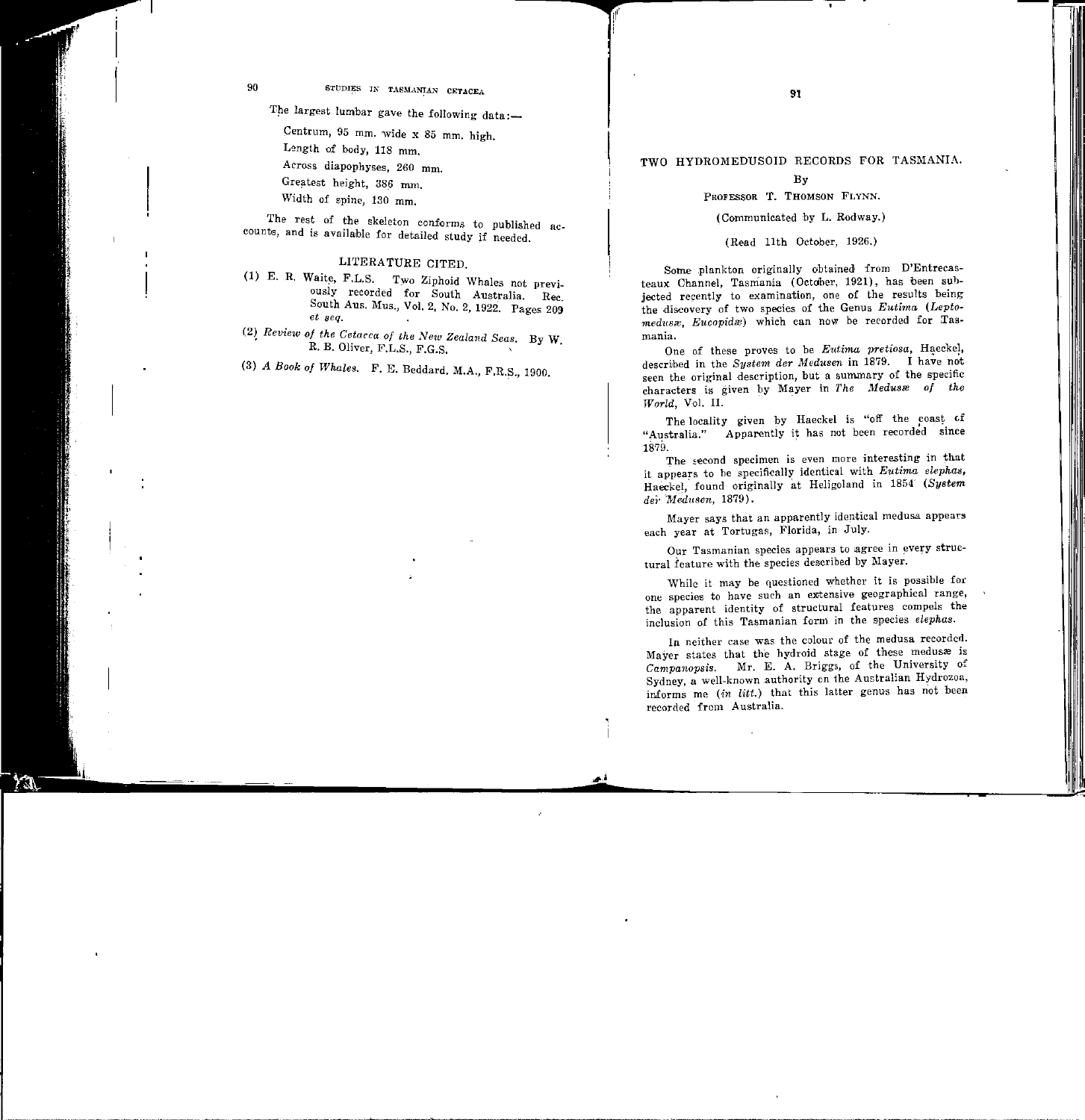The largest lumbar gave the following data:—

Centrum, 95 mm. wide x 85 mm. high.

Length of body, 118 mm.

Across diapophyses, 260 mm.

Greatest height, 386 mm.

Width of spine, 130 mm.

The rest of the skeleton conforms to published accounts, and is available for detailed study if needed.

### LITERATURE CITED.

(1) E. R. Waite, F.L.S. Two Ziphoid Whales not previously recorded for South Australia. Rec. South Aus. Mus., Vol. 2, No. 2, 1922. Pages 209 *et seq.*

(2) *Review of the Cetacea of the New Zealand Seas.* By W. R. B. Oliver, F.L.S., F.G.S.

(3) *A Book of Whales.* F. E. Beddard, M.A., F.R.S., 1900.

# TWO HYDROMEDUSOID RECORDS FOR TASMANIA.

By

PROFESSOR T. THOMSON FLYNN.

(Communicated by L. Rodway.)

(Read 11th October, 1926.)

Some plankton originally obtained from D'Entrecasteaux Channel, Tasmania (October, 1921), has been subjected recently to examination, one of the results being the discovery of two species of the Genus *Eutima* (*Leptomedusæ, Eucopidæ*) which can now be recorded for Tasmania.

One of these proves to be *Eutima pretiosa*, Haeckel, described in the *System der Medusen* in 1879. I have not seen the original description, but a summary of the specific characters is given by Mayer in *The Medusæ of the World*, Vol. II.

The locality given by Haeckel is "off the coast of "Australia." Apparently it has not been recorded since 1879.

The second specimen is even more interesting in that it appears to be specifically identical with *Eutima elephas*, Haeckel, found originally at Heligoland in 1854 (*System der Medusen*, 1879).

Mayer says that an apparently identical medusa appears each year at Tortugas, Florida, in July.

Our Tasmanian species appears to agree in every structural feature with the species described by Mayer.

While it may be questioned whether it is possible for one species to have such an extensive geographical range, the apparent identity of structural features compels the inclusion of this Tasmanian form in the species *elephas*.

In neither case was the colour of the medusa recorded. Mayer states that the hydroid stage of these medusæ is *Campanopsis*. Mr. E. A. Briggs, of the University of Sydney, a well-known authority on the Australian Hydrozoa, informs me (*in litt.*) that this latter genus has not been recorded from Australia.